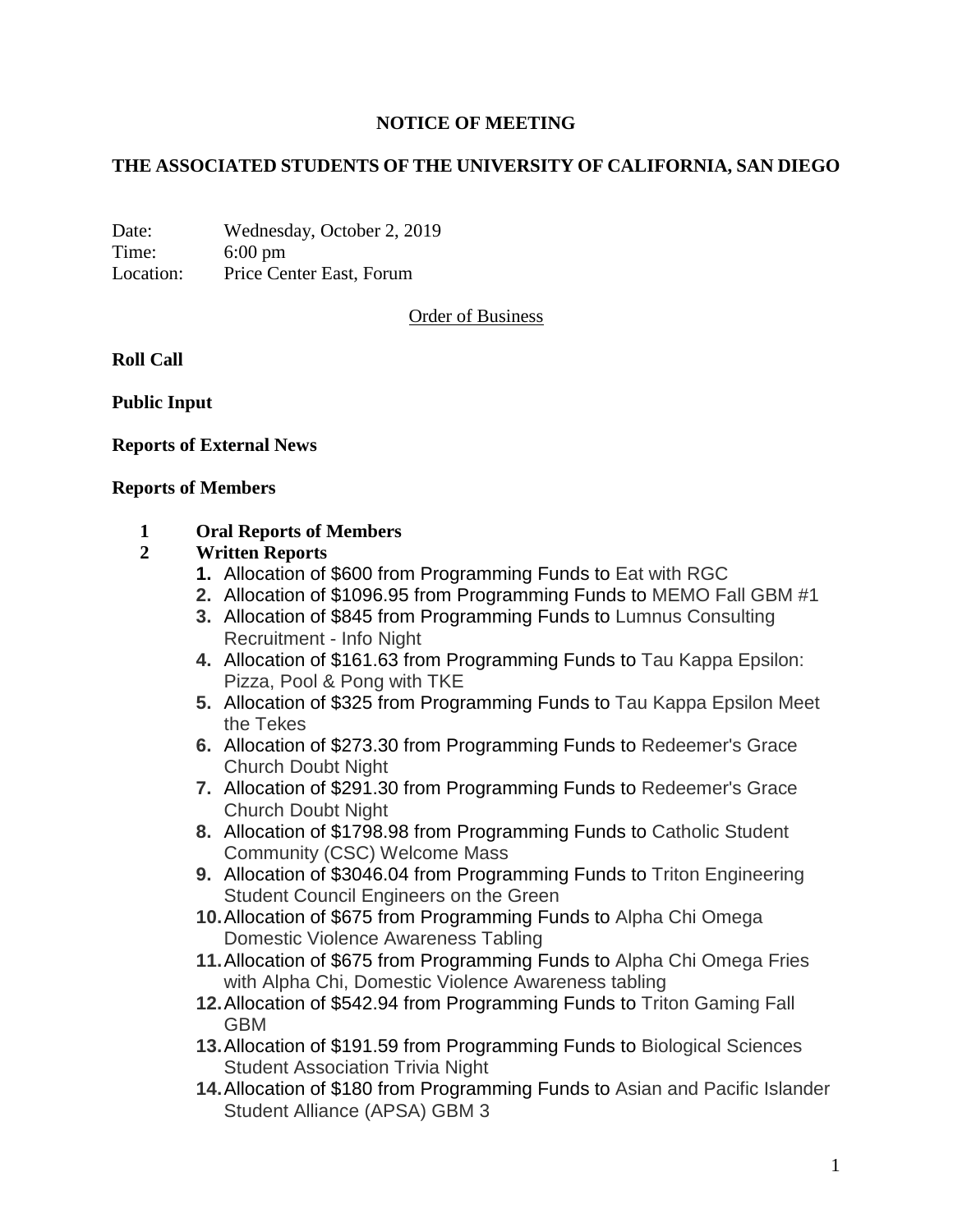**NOTICE OF MEETING**

**THE ASSOCIATED STUDENTS OF THE UNIVERSITY OF CALIFORNIA, SAN DIEGO**

Date: Wednesday, October 2, 2019
Time: 6:00 pm
Location: Price Center East, Forum

Order of Business

**Roll Call**

**Public Input**

**Reports of External News**

**Reports of Members**

**1 Oral Reports of Members**

**2 Written Reports**

1. Allocation of $600 from Programming Funds to Eat with RGC
2. Allocation of $1096.95 from Programming Funds to MEMO Fall GBM #1
3. Allocation of $845 from Programming Funds to Lumnus Consulting Recruitment - Info Night
4. Allocation of $161.63 from Programming Funds to Tau Kappa Epsilon: Pizza, Pool & Pong with TKE
5. Allocation of $325 from Programming Funds to Tau Kappa Epsilon Meet the Tekes
6. Allocation of $273.30 from Programming Funds to Redeemer's Grace Church Doubt Night
7. Allocation of $291.30 from Programming Funds to Redeemer's Grace Church Doubt Night
8. Allocation of $1798.98 from Programming Funds to Catholic Student Community (CSC) Welcome Mass
9. Allocation of $3046.04 from Programming Funds to Triton Engineering Student Council Engineers on the Green
10. Allocation of $675 from Programming Funds to Alpha Chi Omega Domestic Violence Awareness Tabling
11. Allocation of $675 from Programming Funds to Alpha Chi Omega Fries with Alpha Chi, Domestic Violence Awareness tabling
12. Allocation of $542.94 from Programming Funds to Triton Gaming Fall GBM
13. Allocation of $191.59 from Programming Funds to Biological Sciences Student Association Trivia Night
14. Allocation of $180 from Programming Funds to Asian and Pacific Islander Student Alliance (APSA) GBM 3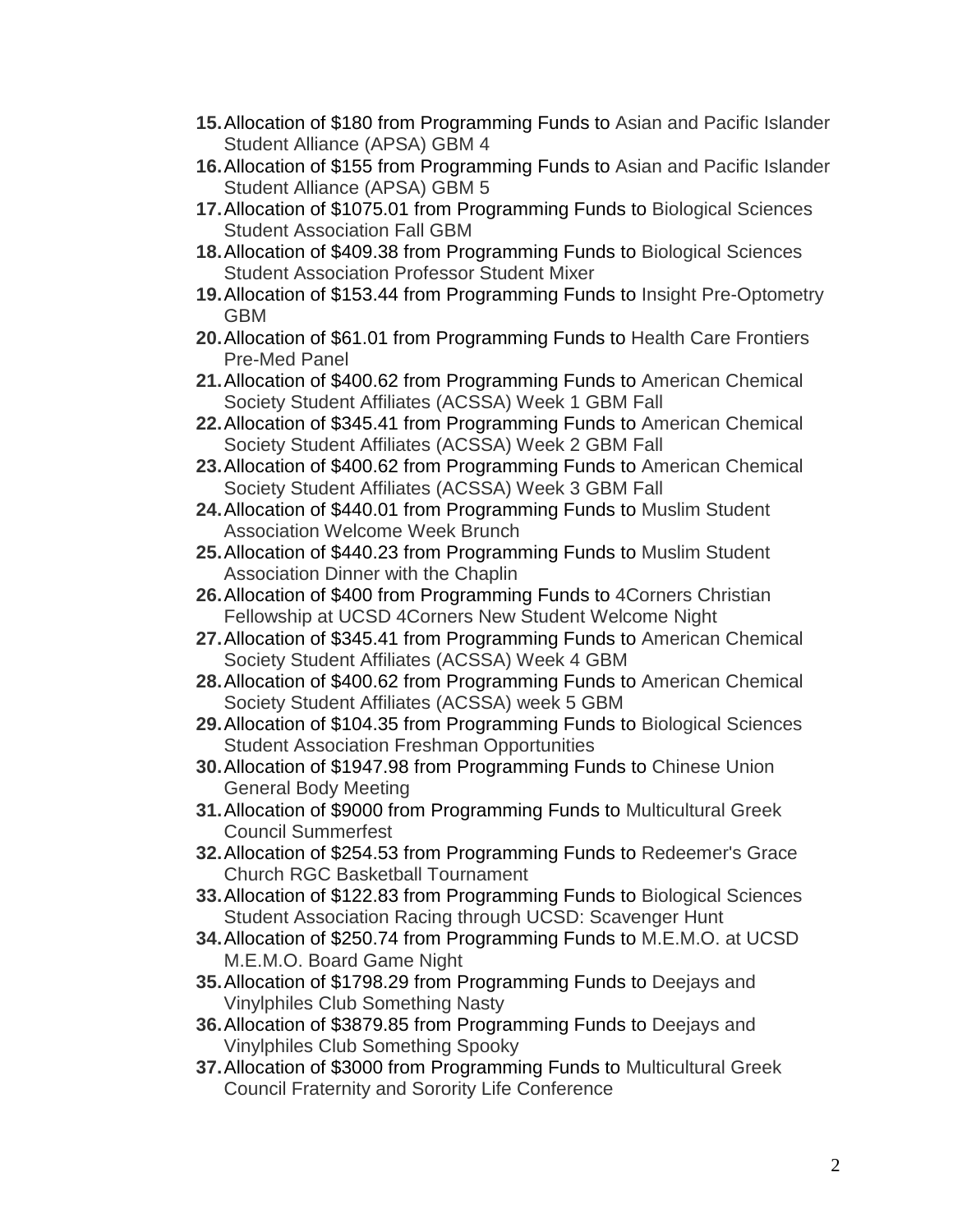15. Allocation of $180 from Programming Funds to Asian and Pacific Islander Student Alliance (APSA) GBM 4
16. Allocation of $155 from Programming Funds to Asian and Pacific Islander Student Alliance (APSA) GBM 5
17. Allocation of $1075.01 from Programming Funds to Biological Sciences Student Association Fall GBM
18. Allocation of $409.38 from Programming Funds to Biological Sciences Student Association Professor Student Mixer
19. Allocation of $153.44 from Programming Funds to Insight Pre-Optometry GBM
20. Allocation of $61.01 from Programming Funds to Health Care Frontiers Pre-Med Panel
21. Allocation of $400.62 from Programming Funds to American Chemical Society Student Affiliates (ACSSA) Week 1 GBM Fall
22. Allocation of $345.41 from Programming Funds to American Chemical Society Student Affiliates (ACSSA) Week 2 GBM Fall
23. Allocation of $400.62 from Programming Funds to American Chemical Society Student Affiliates (ACSSA) Week 3 GBM Fall
24. Allocation of $440.01 from Programming Funds to Muslim Student Association Welcome Week Brunch
25. Allocation of $440.23 from Programming Funds to Muslim Student Association Dinner with the Chaplin
26. Allocation of $400 from Programming Funds to 4Corners Christian Fellowship at UCSD 4Corners New Student Welcome Night
27. Allocation of $345.41 from Programming Funds to American Chemical Society Student Affiliates (ACSSA) Week 4 GBM
28. Allocation of $400.62 from Programming Funds to American Chemical Society Student Affiliates (ACSSA) week 5 GBM
29. Allocation of $104.35 from Programming Funds to Biological Sciences Student Association Freshman Opportunities
30. Allocation of $1947.98 from Programming Funds to Chinese Union General Body Meeting
31. Allocation of $9000 from Programming Funds to Multicultural Greek Council Summerfest
32. Allocation of $254.53 from Programming Funds to Redeemer's Grace Church RGC Basketball Tournament
33. Allocation of $122.83 from Programming Funds to Biological Sciences Student Association Racing through UCSD: Scavenger Hunt
34. Allocation of $250.74 from Programming Funds to M.E.M.O. at UCSD M.E.M.O. Board Game Night
35. Allocation of $1798.29 from Programming Funds to Deejays and Vinylphiles Club Something Nasty
36. Allocation of $3879.85 from Programming Funds to Deejays and Vinylphiles Club Something Spooky
37. Allocation of $3000 from Programming Funds to Multicultural Greek Council Fraternity and Sorority Life Conference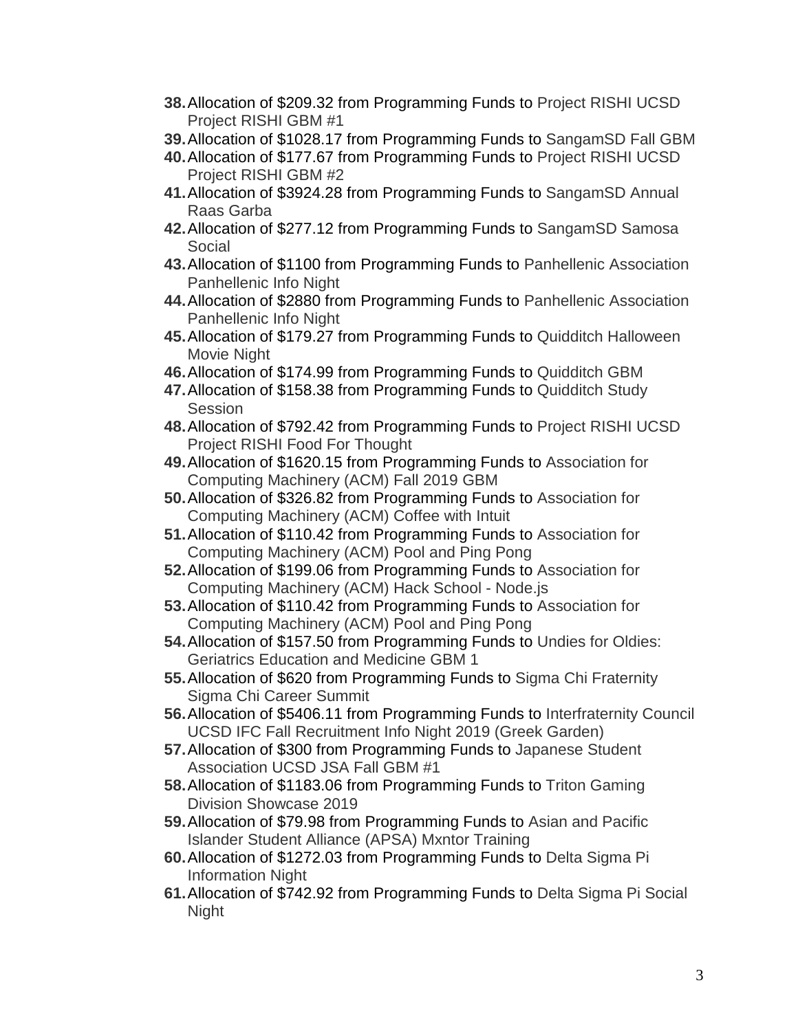38. Allocation of $209.32 from Programming Funds to Project RISHI UCSD Project RISHI GBM #1
39. Allocation of $1028.17 from Programming Funds to SangamSD Fall GBM
40. Allocation of $177.67 from Programming Funds to Project RISHI UCSD Project RISHI GBM #2
41. Allocation of $3924.28 from Programming Funds to SangamSD Annual Raas Garba
42. Allocation of $277.12 from Programming Funds to SangamSD Samosa Social
43. Allocation of $1100 from Programming Funds to Panhellenic Association Panhellenic Info Night
44. Allocation of $2880 from Programming Funds to Panhellenic Association Panhellenic Info Night
45. Allocation of $179.27 from Programming Funds to Quidditch Halloween Movie Night
46. Allocation of $174.99 from Programming Funds to Quidditch GBM
47. Allocation of $158.38 from Programming Funds to Quidditch Study Session
48. Allocation of $792.42 from Programming Funds to Project RISHI UCSD Project RISHI Food For Thought
49. Allocation of $1620.15 from Programming Funds to Association for Computing Machinery (ACM) Fall 2019 GBM
50. Allocation of $326.82 from Programming Funds to Association for Computing Machinery (ACM) Coffee with Intuit
51. Allocation of $110.42 from Programming Funds to Association for Computing Machinery (ACM) Pool and Ping Pong
52. Allocation of $199.06 from Programming Funds to Association for Computing Machinery (ACM) Hack School - Node.js
53. Allocation of $110.42 from Programming Funds to Association for Computing Machinery (ACM) Pool and Ping Pong
54. Allocation of $157.50 from Programming Funds to Undies for Oldies: Geriatrics Education and Medicine GBM 1
55. Allocation of $620 from Programming Funds to Sigma Chi Fraternity Sigma Chi Career Summit
56. Allocation of $5406.11 from Programming Funds to Interfraternity Council UCSD IFC Fall Recruitment Info Night 2019 (Greek Garden)
57. Allocation of $300 from Programming Funds to Japanese Student Association UCSD JSA Fall GBM #1
58. Allocation of $1183.06 from Programming Funds to Triton Gaming Division Showcase 2019
59. Allocation of $79.98 from Programming Funds to Asian and Pacific Islander Student Alliance (APSA) Mxntor Training
60. Allocation of $1272.03 from Programming Funds to Delta Sigma Pi Information Night
61. Allocation of $742.92 from Programming Funds to Delta Sigma Pi Social Night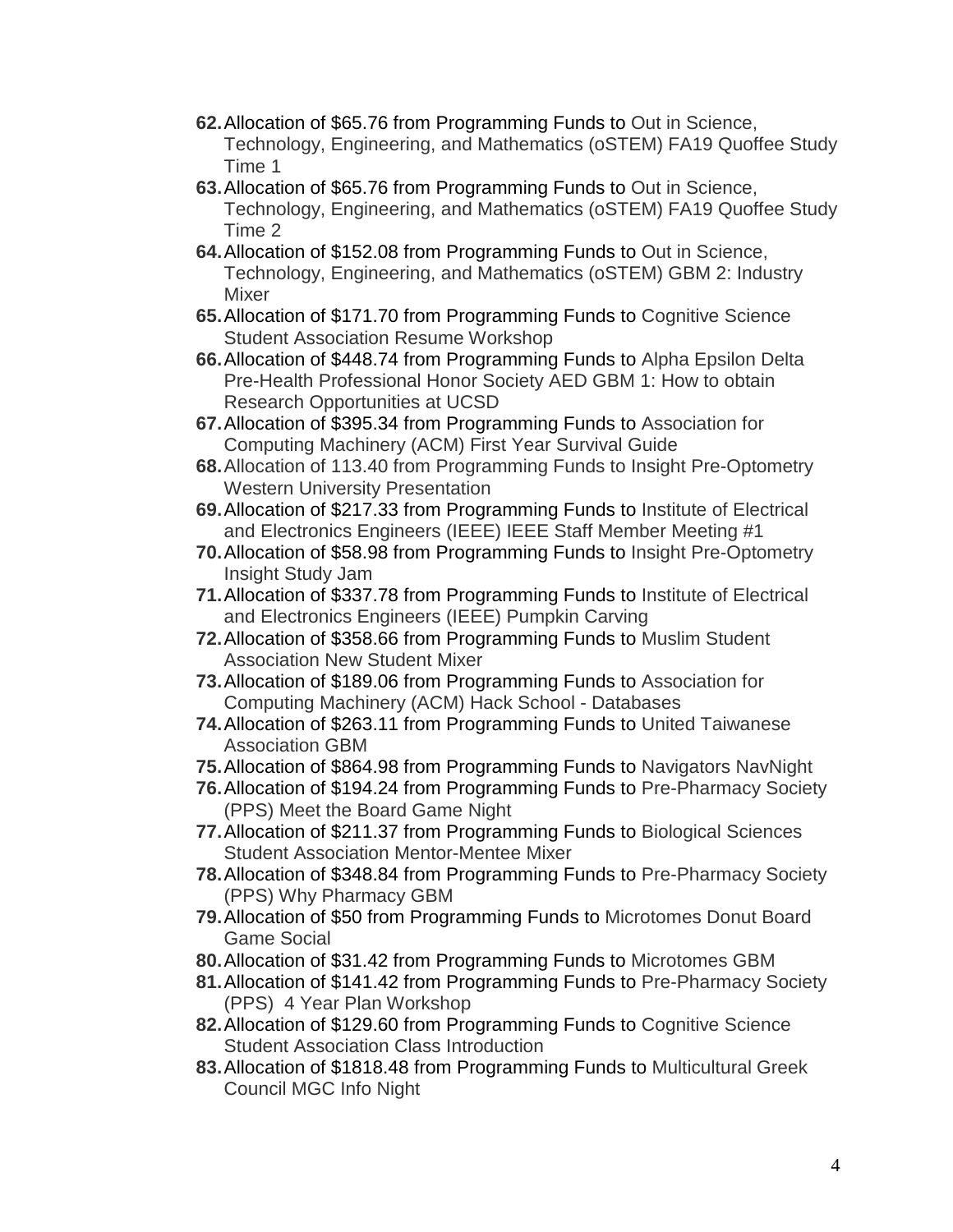62. Allocation of $65.76 from Programming Funds to Out in Science, Technology, Engineering, and Mathematics (oSTEM) FA19 Quoffee Study Time 1
63. Allocation of $65.76 from Programming Funds to Out in Science, Technology, Engineering, and Mathematics (oSTEM) FA19 Quoffee Study Time 2
64. Allocation of $152.08 from Programming Funds to Out in Science, Technology, Engineering, and Mathematics (oSTEM) GBM 2: Industry Mixer
65. Allocation of $171.70 from Programming Funds to Cognitive Science Student Association Resume Workshop
66. Allocation of $448.74 from Programming Funds to Alpha Epsilon Delta Pre-Health Professional Honor Society AED GBM 1: How to obtain Research Opportunities at UCSD
67. Allocation of $395.34 from Programming Funds to Association for Computing Machinery (ACM) First Year Survival Guide
68. Allocation of 113.40 from Programming Funds to Insight Pre-Optometry Western University Presentation
69. Allocation of $217.33 from Programming Funds to Institute of Electrical and Electronics Engineers (IEEE) IEEE Staff Member Meeting #1
70. Allocation of $58.98 from Programming Funds to Insight Pre-Optometry Insight Study Jam
71. Allocation of $337.78 from Programming Funds to Institute of Electrical and Electronics Engineers (IEEE) Pumpkin Carving
72. Allocation of $358.66 from Programming Funds to Muslim Student Association New Student Mixer
73. Allocation of $189.06 from Programming Funds to Association for Computing Machinery (ACM) Hack School - Databases
74. Allocation of $263.11 from Programming Funds to United Taiwanese Association GBM
75. Allocation of $864.98 from Programming Funds to Navigators NavNight
76. Allocation of $194.24 from Programming Funds to Pre-Pharmacy Society (PPS) Meet the Board Game Night
77. Allocation of $211.37 from Programming Funds to Biological Sciences Student Association Mentor-Mentee Mixer
78. Allocation of $348.84 from Programming Funds to Pre-Pharmacy Society (PPS) Why Pharmacy GBM
79. Allocation of $50 from Programming Funds to Microtomes Donut Board Game Social
80. Allocation of $31.42 from Programming Funds to Microtomes GBM
81. Allocation of $141.42 from Programming Funds to Pre-Pharmacy Society (PPS) 4 Year Plan Workshop
82. Allocation of $129.60 from Programming Funds to Cognitive Science Student Association Class Introduction
83. Allocation of $1818.48 from Programming Funds to Multicultural Greek Council MGC Info Night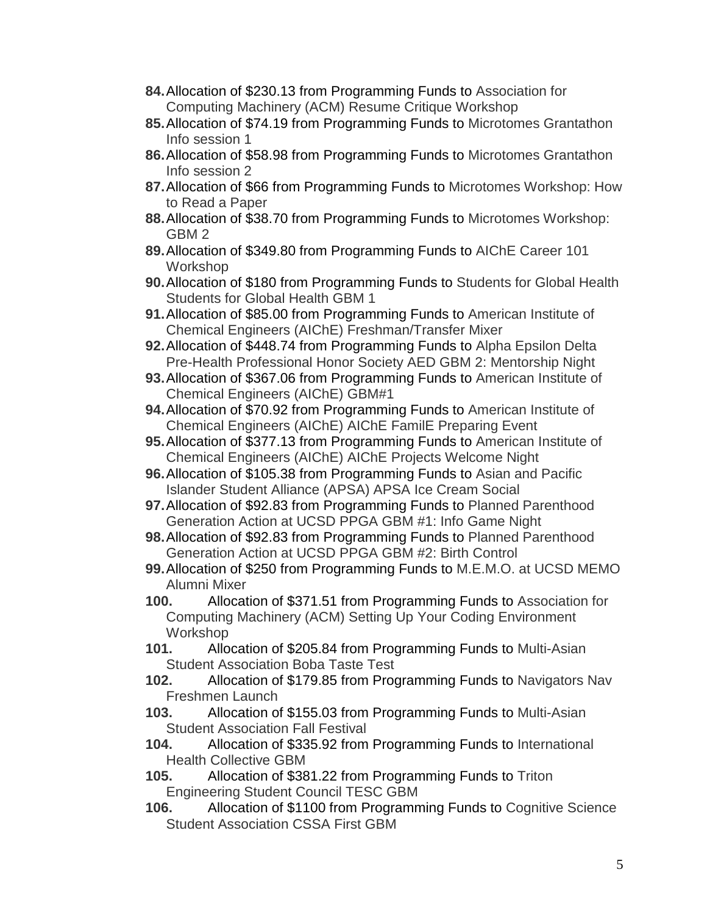84. Allocation of $230.13 from Programming Funds to Association for Computing Machinery (ACM) Resume Critique Workshop
85. Allocation of $74.19 from Programming Funds to Microtomes Grantathon Info session 1
86. Allocation of $58.98 from Programming Funds to Microtomes Grantathon Info session 2
87. Allocation of $66 from Programming Funds to Microtomes Workshop: How to Read a Paper
88. Allocation of $38.70 from Programming Funds to Microtomes Workshop: GBM 2
89. Allocation of $349.80 from Programming Funds to AIChE Career 101 Workshop
90. Allocation of $180 from Programming Funds to Students for Global Health Students for Global Health GBM 1
91. Allocation of $85.00 from Programming Funds to American Institute of Chemical Engineers (AIChE) Freshman/Transfer Mixer
92. Allocation of $448.74 from Programming Funds to Alpha Epsilon Delta Pre-Health Professional Honor Society AED GBM 2: Mentorship Night
93. Allocation of $367.06 from Programming Funds to American Institute of Chemical Engineers (AIChE) GBM#1
94. Allocation of $70.92 from Programming Funds to American Institute of Chemical Engineers (AIChE) AIChE FamilE Preparing Event
95. Allocation of $377.13 from Programming Funds to American Institute of Chemical Engineers (AIChE) AIChE Projects Welcome Night
96. Allocation of $105.38 from Programming Funds to Asian and Pacific Islander Student Alliance (APSA) APSA Ice Cream Social
97. Allocation of $92.83 from Programming Funds to Planned Parenthood Generation Action at UCSD PPGA GBM #1: Info Game Night
98. Allocation of $92.83 from Programming Funds to Planned Parenthood Generation Action at UCSD PPGA GBM #2: Birth Control
99. Allocation of $250 from Programming Funds to M.E.M.O. at UCSD MEMO Alumni Mixer
100. Allocation of $371.51 from Programming Funds to Association for Computing Machinery (ACM) Setting Up Your Coding Environment Workshop
101. Allocation of $205.84 from Programming Funds to Multi-Asian Student Association Boba Taste Test
102. Allocation of $179.85 from Programming Funds to Navigators Nav Freshmen Launch
103. Allocation of $155.03 from Programming Funds to Multi-Asian Student Association Fall Festival
104. Allocation of $335.92 from Programming Funds to International Health Collective GBM
105. Allocation of $381.22 from Programming Funds to Triton Engineering Student Council TESC GBM
106. Allocation of $1100 from Programming Funds to Cognitive Science Student Association CSSA First GBM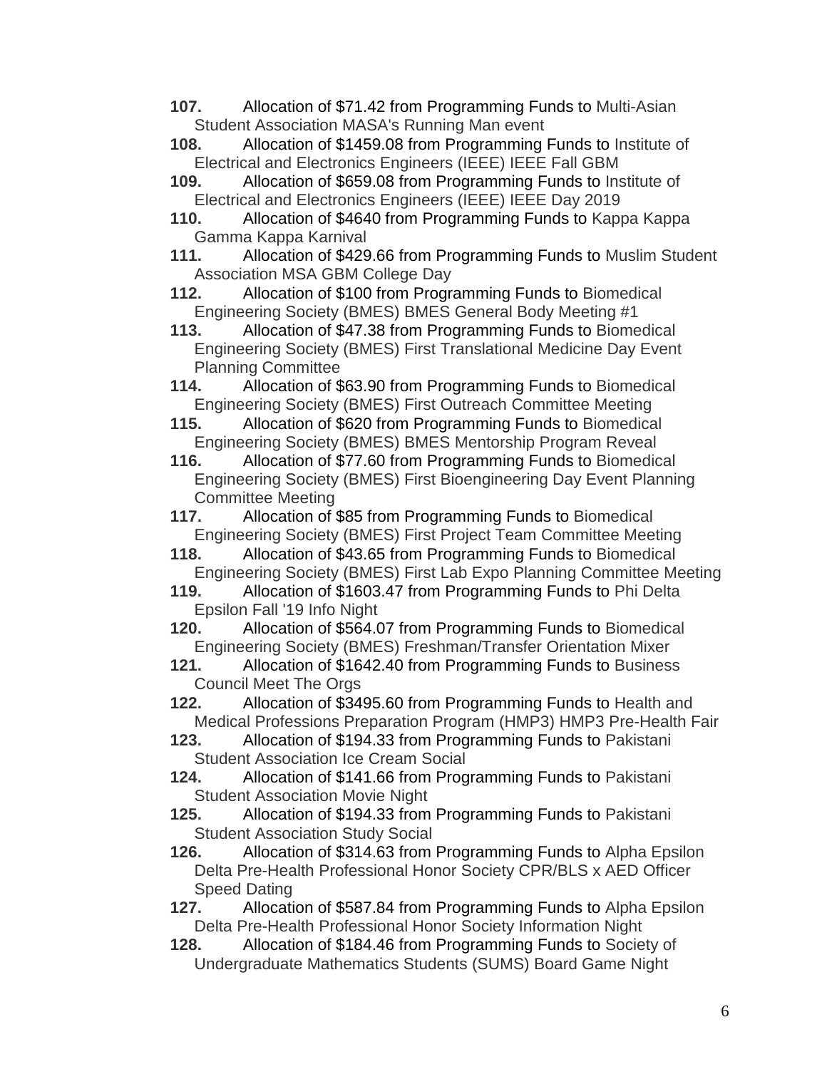**107.** Allocation of $71.42 from Programming Funds to Multi-Asian Student Association MASA's Running Man event

**108.** Allocation of $1459.08 from Programming Funds to Institute of Electrical and Electronics Engineers (IEEE) IEEE Fall GBM

**109.** Allocation of $659.08 from Programming Funds to Institute of Electrical and Electronics Engineers (IEEE) IEEE Day 2019

**110.** Allocation of $4640 from Programming Funds to Kappa Kappa Gamma Kappa Karnival

**111.** Allocation of $429.66 from Programming Funds to Muslim Student Association MSA GBM College Day

**112.** Allocation of $100 from Programming Funds to Biomedical Engineering Society (BMES) BMES General Body Meeting #1

**113.** Allocation of $47.38 from Programming Funds to Biomedical Engineering Society (BMES) First Translational Medicine Day Event Planning Committee

**114.** Allocation of $63.90 from Programming Funds to Biomedical Engineering Society (BMES) First Outreach Committee Meeting

**115.** Allocation of $620 from Programming Funds to Biomedical Engineering Society (BMES) BMES Mentorship Program Reveal

**116.** Allocation of $77.60 from Programming Funds to Biomedical Engineering Society (BMES) First Bioengineering Day Event Planning Committee Meeting

**117.** Allocation of $85 from Programming Funds to Biomedical Engineering Society (BMES) First Project Team Committee Meeting

**118.** Allocation of $43.65 from Programming Funds to Biomedical Engineering Society (BMES) First Lab Expo Planning Committee Meeting

**119.** Allocation of $1603.47 from Programming Funds to Phi Delta Epsilon Fall '19 Info Night

**120.** Allocation of $564.07 from Programming Funds to Biomedical Engineering Society (BMES) Freshman/Transfer Orientation Mixer

**121.** Allocation of $1642.40 from Programming Funds to Business Council Meet The Orgs

**122.** Allocation of $3495.60 from Programming Funds to Health and Medical Professions Preparation Program (HMP3) HMP3 Pre-Health Fair

**123.** Allocation of $194.33 from Programming Funds to Pakistani Student Association Ice Cream Social

**124.** Allocation of $141.66 from Programming Funds to Pakistani Student Association Movie Night

**125.** Allocation of $194.33 from Programming Funds to Pakistani Student Association Study Social

**126.** Allocation of $314.63 from Programming Funds to Alpha Epsilon Delta Pre-Health Professional Honor Society CPR/BLS x AED Officer Speed Dating

**127.** Allocation of $587.84 from Programming Funds to Alpha Epsilon Delta Pre-Health Professional Honor Society Information Night

**128.** Allocation of $184.46 from Programming Funds to Society of Undergraduate Mathematics Students (SUMS) Board Game Night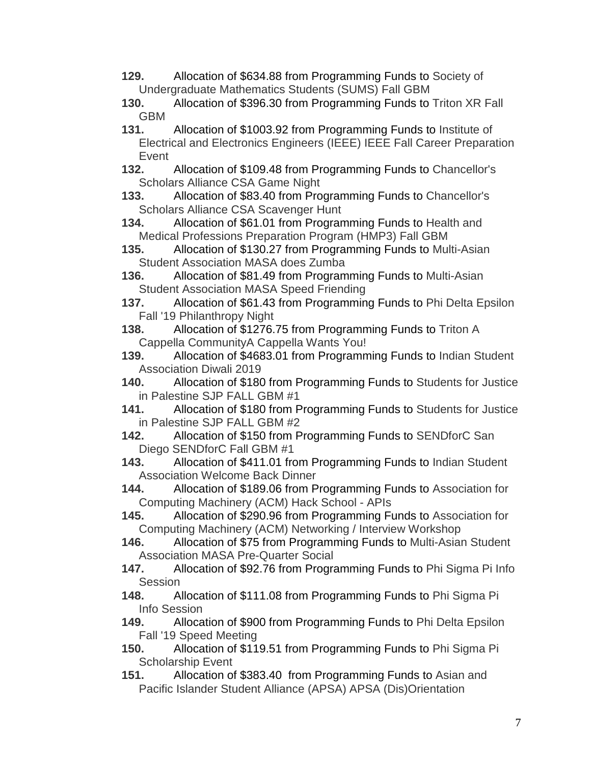**129.** Allocation of $634.88 from Programming Funds to Society of Undergraduate Mathematics Students (SUMS) Fall GBM

**130.** Allocation of $396.30 from Programming Funds to Triton XR Fall GBM

**131.** Allocation of $1003.92 from Programming Funds to Institute of Electrical and Electronics Engineers (IEEE) IEEE Fall Career Preparation Event

**132.** Allocation of $109.48 from Programming Funds to Chancellor's Scholars Alliance CSA Game Night

**133.** Allocation of $83.40 from Programming Funds to Chancellor's Scholars Alliance CSA Scavenger Hunt

**134.** Allocation of $61.01 from Programming Funds to Health and Medical Professions Preparation Program (HMP3) Fall GBM

**135.** Allocation of $130.27 from Programming Funds to Multi-Asian Student Association MASA does Zumba

**136.** Allocation of $81.49 from Programming Funds to Multi-Asian Student Association MASA Speed Friending

**137.** Allocation of $61.43 from Programming Funds to Phi Delta Epsilon Fall '19 Philanthropy Night

**138.** Allocation of $1276.75 from Programming Funds to Triton A Cappella CommunityA Cappella Wants You!

**139.** Allocation of $4683.01 from Programming Funds to Indian Student Association Diwali 2019

**140.** Allocation of $180 from Programming Funds to Students for Justice in Palestine SJP FALL GBM #1

**141.** Allocation of $180 from Programming Funds to Students for Justice in Palestine SJP FALL GBM #2

**142.** Allocation of $150 from Programming Funds to SENDforC San Diego SENDforC Fall GBM #1

**143.** Allocation of $411.01 from Programming Funds to Indian Student Association Welcome Back Dinner

**144.** Allocation of $189.06 from Programming Funds to Association for Computing Machinery (ACM) Hack School - APIs

**145.** Allocation of $290.96 from Programming Funds to Association for Computing Machinery (ACM) Networking / Interview Workshop

**146.** Allocation of $75 from Programming Funds to Multi-Asian Student Association MASA Pre-Quarter Social

**147.** Allocation of $92.76 from Programming Funds to Phi Sigma Pi Info Session

**148.** Allocation of $111.08 from Programming Funds to Phi Sigma Pi Info Session

**149.** Allocation of $900 from Programming Funds to Phi Delta Epsilon Fall '19 Speed Meeting

**150.** Allocation of $119.51 from Programming Funds to Phi Sigma Pi Scholarship Event

**151.** Allocation of $383.40 from Programming Funds to Asian and Pacific Islander Student Alliance (APSA) APSA (Dis)Orientation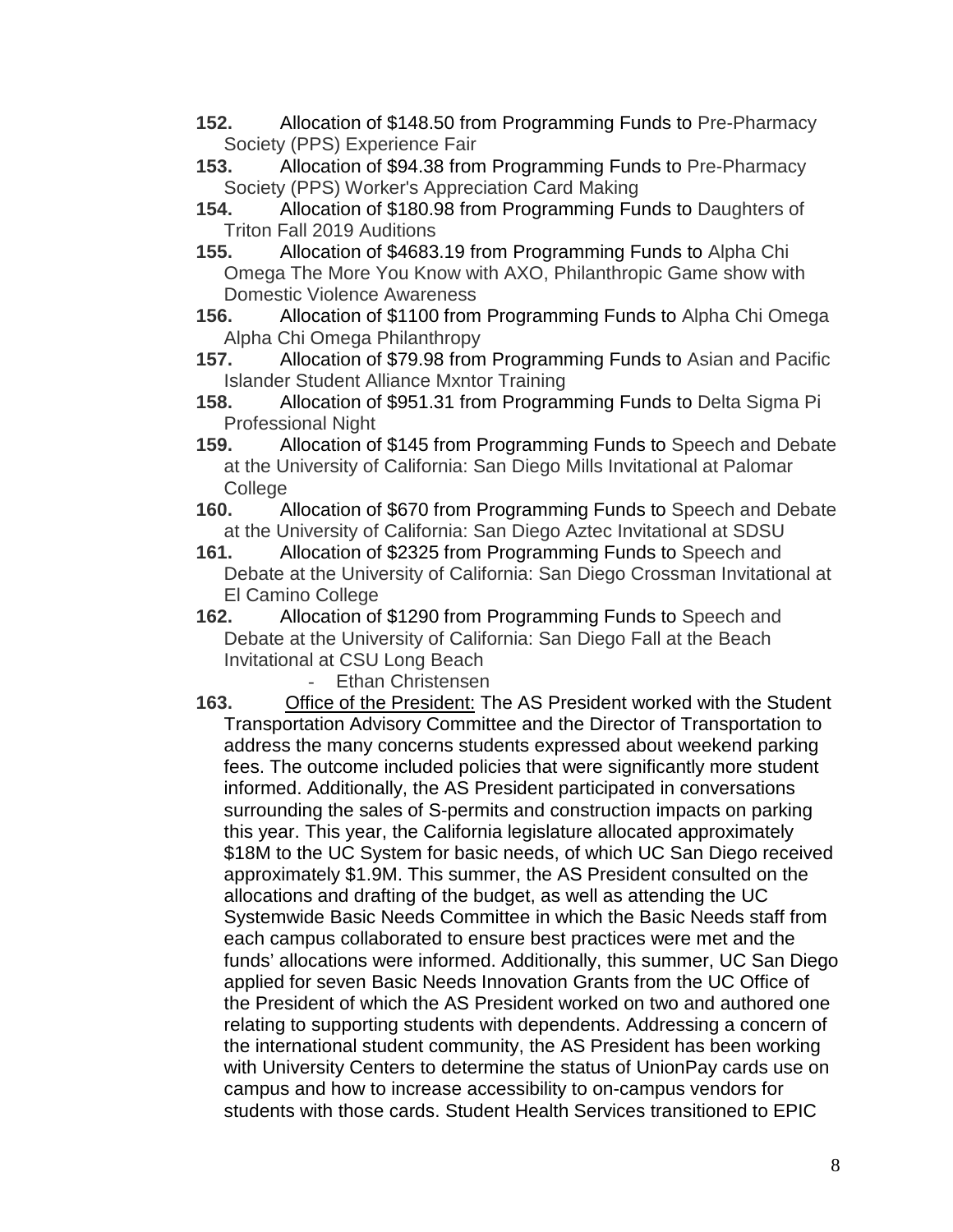**152.** Allocation of $148.50 from Programming Funds to Pre-Pharmacy Society (PPS) Experience Fair

**153.** Allocation of $94.38 from Programming Funds to Pre-Pharmacy Society (PPS) Worker's Appreciation Card Making

**154.** Allocation of $180.98 from Programming Funds to Daughters of Triton Fall 2019 Auditions

**155.** Allocation of $4683.19 from Programming Funds to Alpha Chi Omega The More You Know with AXO, Philanthropic Game show with Domestic Violence Awareness

**156.** Allocation of $1100 from Programming Funds to Alpha Chi Omega Alpha Chi Omega Philanthropy

**157.** Allocation of $79.98 from Programming Funds to Asian and Pacific Islander Student Alliance Mxntor Training

**158.** Allocation of $951.31 from Programming Funds to Delta Sigma Pi Professional Night

**159.** Allocation of $145 from Programming Funds to Speech and Debate at the University of California: San Diego Mills Invitational at Palomar College

**160.** Allocation of $670 from Programming Funds to Speech and Debate at the University of California: San Diego Aztec Invitational at SDSU

**161.** Allocation of $2325 from Programming Funds to Speech and Debate at the University of California: San Diego Crossman Invitational at El Camino College

**162.** Allocation of $1290 from Programming Funds to Speech and Debate at the University of California: San Diego Fall at the Beach Invitational at CSU Long Beach

- Ethan Christensen

**163.** Office of the President: The AS President worked with the Student Transportation Advisory Committee and the Director of Transportation to address the many concerns students expressed about weekend parking fees. The outcome included policies that were significantly more student informed. Additionally, the AS President participated in conversations surrounding the sales of S-permits and construction impacts on parking this year. This year, the California legislature allocated approximately $18M to the UC System for basic needs, of which UC San Diego received approximately $1.9M. This summer, the AS President consulted on the allocations and drafting of the budget, as well as attending the UC Systemwide Basic Needs Committee in which the Basic Needs staff from each campus collaborated to ensure best practices were met and the funds' allocations were informed. Additionally, this summer, UC San Diego applied for seven Basic Needs Innovation Grants from the UC Office of the President of which the AS President worked on two and authored one relating to supporting students with dependents. Addressing a concern of the international student community, the AS President has been working with University Centers to determine the status of UnionPay cards use on campus and how to increase accessibility to on-campus vendors for students with those cards. Student Health Services transitioned to EPIC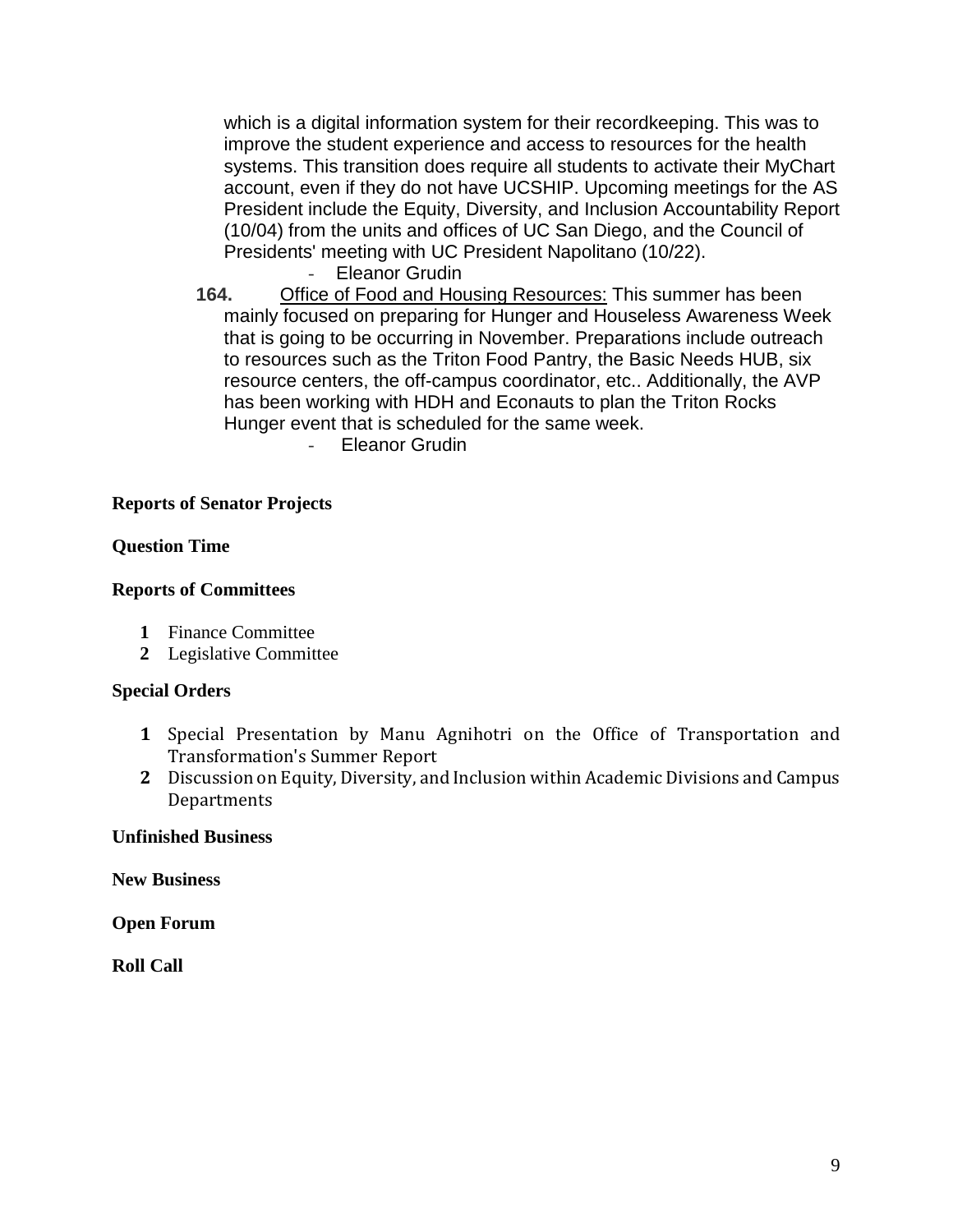which is a digital information system for their recordkeeping. This was to improve the student experience and access to resources for the health systems. This transition does require all students to activate their MyChart account, even if they do not have UCSHIP. Upcoming meetings for the AS President include the Equity, Diversity, and Inclusion Accountability Report (10/04) from the units and offices of UC San Diego, and the Council of Presidents' meeting with UC President Napolitano (10/22).

- Eleanor Grudin

**164.** Office of Food and Housing Resources: This summer has been mainly focused on preparing for Hunger and Houseless Awareness Week that is going to be occurring in November. Preparations include outreach to resources such as the Triton Food Pantry, the Basic Needs HUB, six resource centers, the off-campus coordinator, etc.. Additionally, the AVP has been working with HDH and Econauts to plan the Triton Rocks Hunger event that is scheduled for the same week.

- Eleanor Grudin

**Reports of Senator Projects**

**Question Time**

**Reports of Committees**

1. Finance Committee
2. Legislative Committee

**Special Orders**

1. Special Presentation by Manu Agnihotri on the Office of Transportation and Transformation's Summer Report
2. Discussion on Equity, Diversity, and Inclusion within Academic Divisions and Campus Departments

**Unfinished Business**

**New Business**

**Open Forum**

**Roll Call**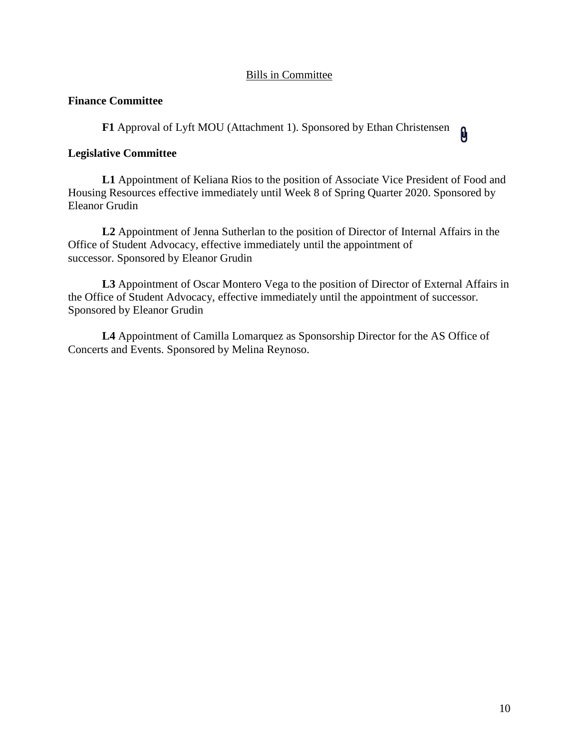## Bills in Committee

### Finance Committee

**F1** Approval of Lyft MOU (Attachment 1). Sponsored by Ethan Christensen

### Legislative Committee

**L1** Appointment of Keliana Rios to the position of Associate Vice President of Food and Housing Resources effective immediately until Week 8 of Spring Quarter 2020. Sponsored by Eleanor Grudin

**L2** Appointment of Jenna Sutherlan to the position of Director of Internal Affairs in the Office of Student Advocacy, effective immediately until the appointment of successor. Sponsored by Eleanor Grudin

**L3** Appointment of Oscar Montero Vega to the position of Director of External Affairs in the Office of Student Advocacy, effective immediately until the appointment of successor. Sponsored by Eleanor Grudin

**L4** Appointment of Camilla Lomarquez as Sponsorship Director for the AS Office of Concerts and Events. Sponsored by Melina Reynoso.